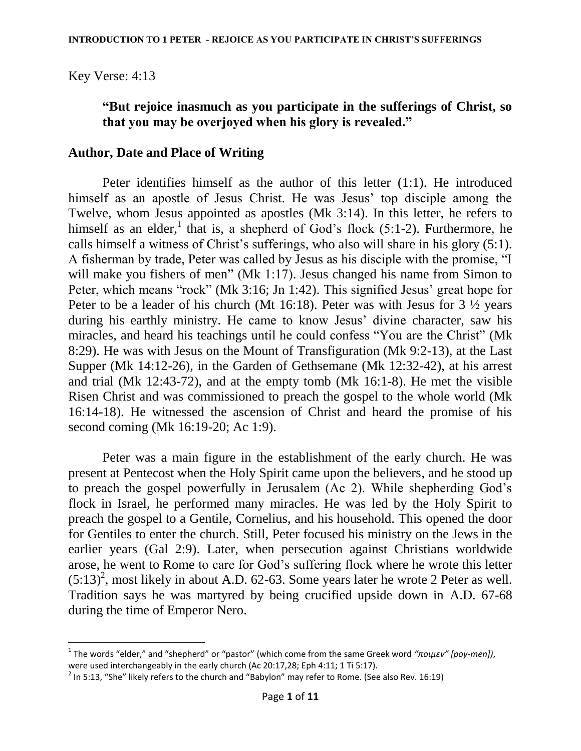Key Verse: 4:13

> **"But rejoice inasmuch as you participate in the sufferings of Christ, so that you may be overjoyed when his glory is revealed."**

## Author, Date and Place of Writing

Peter identifies himself as the author of this letter (1:1). He introduced himself as an apostle of Jesus Christ. He was Jesus' top disciple among the Twelve, whom Jesus appointed as apostles (Mk 3:14). In this letter, he refers to himself as an elder,[1] that is, a shepherd of God's flock (5:1-2). Furthermore, he calls himself a witness of Christ's sufferings, who also will share in his glory (5:1). A fisherman by trade, Peter was called by Jesus as his disciple with the promise, "I will make you fishers of men" (Mk 1:17). Jesus changed his name from Simon to Peter, which means "rock" (Mk 3:16; Jn 1:42). This signified Jesus' great hope for Peter to be a leader of his church (Mt 16:18). Peter was with Jesus for 3 ½ years during his earthly ministry. He came to know Jesus' divine character, saw his miracles, and heard his teachings until he could confess "You are the Christ" (Mk 8:29). He was with Jesus on the Mount of Transfiguration (Mk 9:2-13), at the Last Supper (Mk 14:12-26), in the Garden of Gethsemane (Mk 12:32-42), at his arrest and trial (Mk 12:43-72), and at the empty tomb (Mk 16:1-8). He met the visible Risen Christ and was commissioned to preach the gospel to the whole world (Mk 16:14-18). He witnessed the ascension of Christ and heard the promise of his second coming (Mk 16:19-20; Ac 1:9).

Peter was a main figure in the establishment of the early church. He was present at Pentecost when the Holy Spirit came upon the believers, and he stood up to preach the gospel powerfully in Jerusalem (Ac 2). While shepherding God's flock in Israel, he performed many miracles. He was led by the Holy Spirit to preach the gospel to a Gentile, Cornelius, and his household. This opened the door for Gentiles to enter the church. Still, Peter focused his ministry on the Jews in the earlier years (Gal 2:9). Later, when persecution against Christians worldwide arose, he went to Rome to care for God's suffering flock where he wrote this letter (5:13)[2], most likely in about A.D. 62-63. Some years later he wrote 2 Peter as well. Tradition says he was martyred by being crucified upside down in A.D. 67-68 during the time of Emperor Nero.

---

[1] The words "elder," and "shepherd" or "pastor" (which come from the same Greek word *"ποιμεν" [poy-men])*, were used interchangeably in the early church (Ac 20:17,28; Eph 4:11; 1 Ti 5:17).

[2] In 5:13, "She" likely refers to the church and "Babylon" may refer to Rome. (See also Rev. 16:19)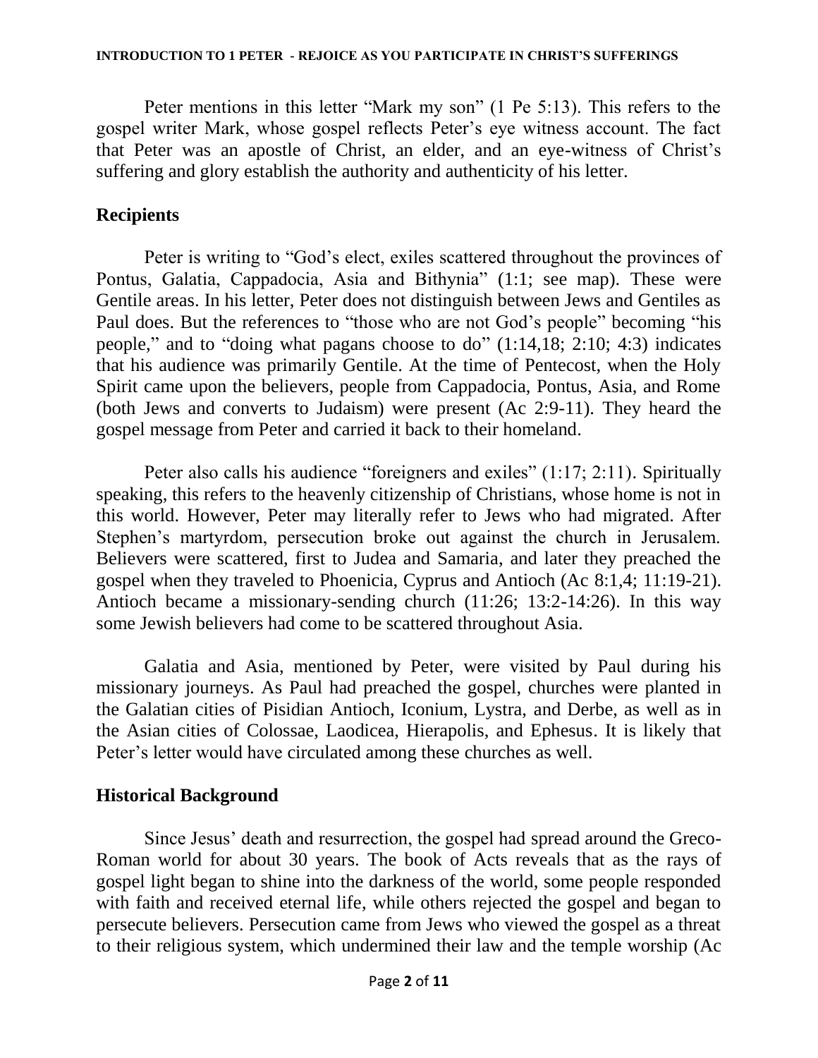Peter mentions in this letter "Mark my son" (1 Pe 5:13). This refers to the gospel writer Mark, whose gospel reflects Peter's eye witness account. The fact that Peter was an apostle of Christ, an elder, and an eye-witness of Christ's suffering and glory establish the authority and authenticity of his letter.

## Recipients

Peter is writing to "God's elect, exiles scattered throughout the provinces of Pontus, Galatia, Cappadocia, Asia and Bithynia" (1:1; see map). These were Gentile areas. In his letter, Peter does not distinguish between Jews and Gentiles as Paul does. But the references to "those who are not God's people" becoming "his people," and to "doing what pagans choose to do" (1:14,18; 2:10; 4:3) indicates that his audience was primarily Gentile. At the time of Pentecost, when the Holy Spirit came upon the believers, people from Cappadocia, Pontus, Asia, and Rome (both Jews and converts to Judaism) were present (Ac 2:9-11). They heard the gospel message from Peter and carried it back to their homeland.

Peter also calls his audience "foreigners and exiles" (1:17; 2:11). Spiritually speaking, this refers to the heavenly citizenship of Christians, whose home is not in this world. However, Peter may literally refer to Jews who had migrated. After Stephen's martyrdom, persecution broke out against the church in Jerusalem. Believers were scattered, first to Judea and Samaria, and later they preached the gospel when they traveled to Phoenicia, Cyprus and Antioch (Ac 8:1,4; 11:19-21). Antioch became a missionary-sending church (11:26; 13:2-14:26). In this way some Jewish believers had come to be scattered throughout Asia.

Galatia and Asia, mentioned by Peter, were visited by Paul during his missionary journeys. As Paul had preached the gospel, churches were planted in the Galatian cities of Pisidian Antioch, Iconium, Lystra, and Derbe, as well as in the Asian cities of Colossae, Laodicea, Hierapolis, and Ephesus. It is likely that Peter's letter would have circulated among these churches as well.

## Historical Background

Since Jesus' death and resurrection, the gospel had spread around the Greco-Roman world for about 30 years. The book of Acts reveals that as the rays of gospel light began to shine into the darkness of the world, some people responded with faith and received eternal life, while others rejected the gospel and began to persecute believers. Persecution came from Jews who viewed the gospel as a threat to their religious system, which undermined their law and the temple worship (Ac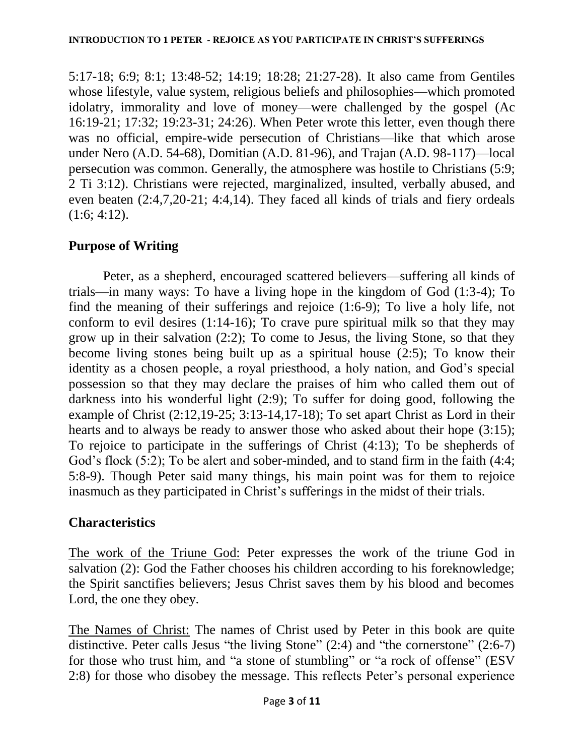5:17-18; 6:9; 8:1; 13:48-52; 14:19; 18:28; 21:27-28). It also came from Gentiles whose lifestyle, value system, religious beliefs and philosophies—which promoted idolatry, immorality and love of money—were challenged by the gospel (Ac 16:19-21; 17:32; 19:23-31; 24:26). When Peter wrote this letter, even though there was no official, empire-wide persecution of Christians—like that which arose under Nero (A.D. 54-68), Domitian (A.D. 81-96), and Trajan (A.D. 98-117)—local persecution was common. Generally, the atmosphere was hostile to Christians (5:9; 2 Ti 3:12). Christians were rejected, marginalized, insulted, verbally abused, and even beaten (2:4,7,20-21; 4:4,14). They faced all kinds of trials and fiery ordeals (1:6; 4:12).

## Purpose of Writing

Peter, as a shepherd, encouraged scattered believers—suffering all kinds of trials—in many ways: To have a living hope in the kingdom of God (1:3-4); To find the meaning of their sufferings and rejoice (1:6-9); To live a holy life, not conform to evil desires (1:14-16); To crave pure spiritual milk so that they may grow up in their salvation (2:2); To come to Jesus, the living Stone, so that they become living stones being built up as a spiritual house (2:5); To know their identity as a chosen people, a royal priesthood, a holy nation, and God's special possession so that they may declare the praises of him who called them out of darkness into his wonderful light (2:9); To suffer for doing good, following the example of Christ (2:12,19-25; 3:13-14,17-18); To set apart Christ as Lord in their hearts and to always be ready to answer those who asked about their hope (3:15); To rejoice to participate in the sufferings of Christ (4:13); To be shepherds of God's flock (5:2); To be alert and sober-minded, and to stand firm in the faith (4:4; 5:8-9). Though Peter said many things, his main point was for them to rejoice inasmuch as they participated in Christ's sufferings in the midst of their trials.

## Characteristics

The work of the Triune God: Peter expresses the work of the triune God in salvation (2): God the Father chooses his children according to his foreknowledge; the Spirit sanctifies believers; Jesus Christ saves them by his blood and becomes Lord, the one they obey.

The Names of Christ: The names of Christ used by Peter in this book are quite distinctive. Peter calls Jesus "the living Stone" (2:4) and "the cornerstone" (2:6-7) for those who trust him, and "a stone of stumbling" or "a rock of offense" (ESV 2:8) for those who disobey the message. This reflects Peter's personal experience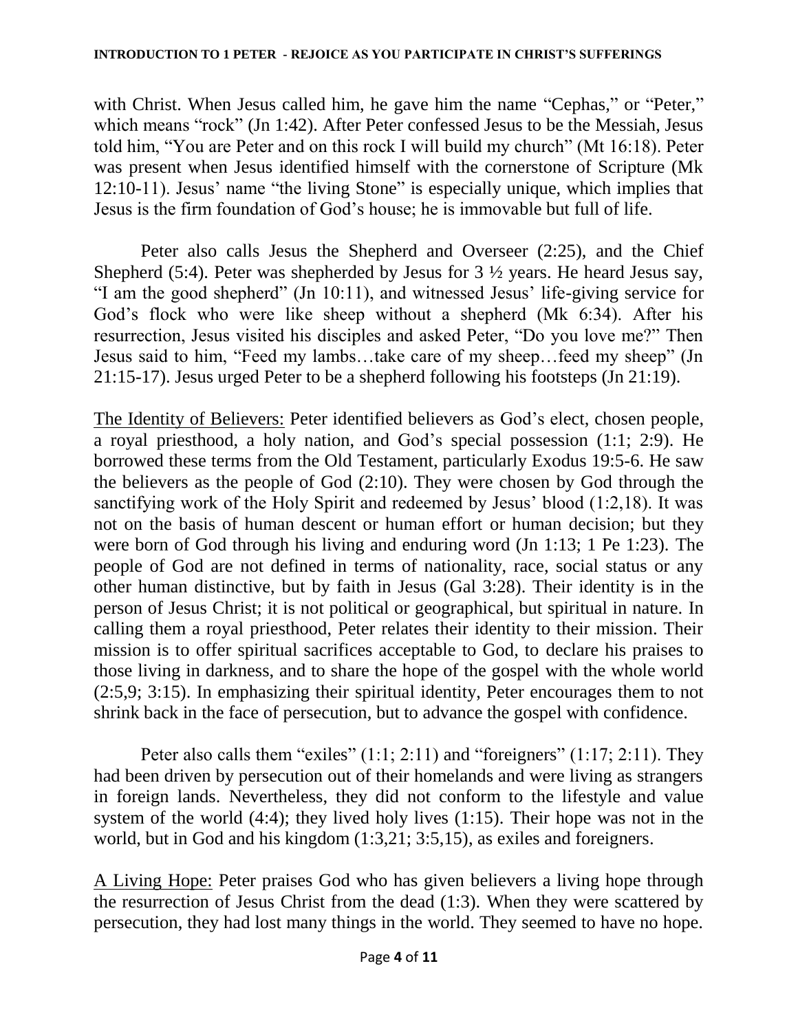with Christ. When Jesus called him, he gave him the name "Cephas," or "Peter," which means "rock" (Jn 1:42). After Peter confessed Jesus to be the Messiah, Jesus told him, "You are Peter and on this rock I will build my church" (Mt 16:18). Peter was present when Jesus identified himself with the cornerstone of Scripture (Mk 12:10-11). Jesus' name "the living Stone" is especially unique, which implies that Jesus is the firm foundation of God's house; he is immovable but full of life.

Peter also calls Jesus the Shepherd and Overseer (2:25), and the Chief Shepherd (5:4). Peter was shepherded by Jesus for 3 ½ years. He heard Jesus say, "I am the good shepherd" (Jn 10:11), and witnessed Jesus' life-giving service for God's flock who were like sheep without a shepherd (Mk 6:34). After his resurrection, Jesus visited his disciples and asked Peter, "Do you love me?" Then Jesus said to him, "Feed my lambs…take care of my sheep…feed my sheep" (Jn 21:15-17). Jesus urged Peter to be a shepherd following his footsteps (Jn 21:19).

<u>The Identity of Believers:</u> Peter identified believers as God's elect, chosen people, a royal priesthood, a holy nation, and God's special possession (1:1; 2:9). He borrowed these terms from the Old Testament, particularly Exodus 19:5-6. He saw the believers as the people of God (2:10). They were chosen by God through the sanctifying work of the Holy Spirit and redeemed by Jesus' blood (1:2,18). It was not on the basis of human descent or human effort or human decision; but they were born of God through his living and enduring word (Jn 1:13; 1 Pe 1:23). The people of God are not defined in terms of nationality, race, social status or any other human distinctive, but by faith in Jesus (Gal 3:28). Their identity is in the person of Jesus Christ; it is not political or geographical, but spiritual in nature. In calling them a royal priesthood, Peter relates their identity to their mission. Their mission is to offer spiritual sacrifices acceptable to God, to declare his praises to those living in darkness, and to share the hope of the gospel with the whole world (2:5,9; 3:15). In emphasizing their spiritual identity, Peter encourages them to not shrink back in the face of persecution, but to advance the gospel with confidence.

Peter also calls them "exiles" (1:1; 2:11) and "foreigners" (1:17; 2:11). They had been driven by persecution out of their homelands and were living as strangers in foreign lands. Nevertheless, they did not conform to the lifestyle and value system of the world (4:4); they lived holy lives (1:15). Their hope was not in the world, but in God and his kingdom (1:3,21; 3:5,15), as exiles and foreigners.

<u>A Living Hope:</u> Peter praises God who has given believers a living hope through the resurrection of Jesus Christ from the dead (1:3). When they were scattered by persecution, they had lost many things in the world. They seemed to have no hope.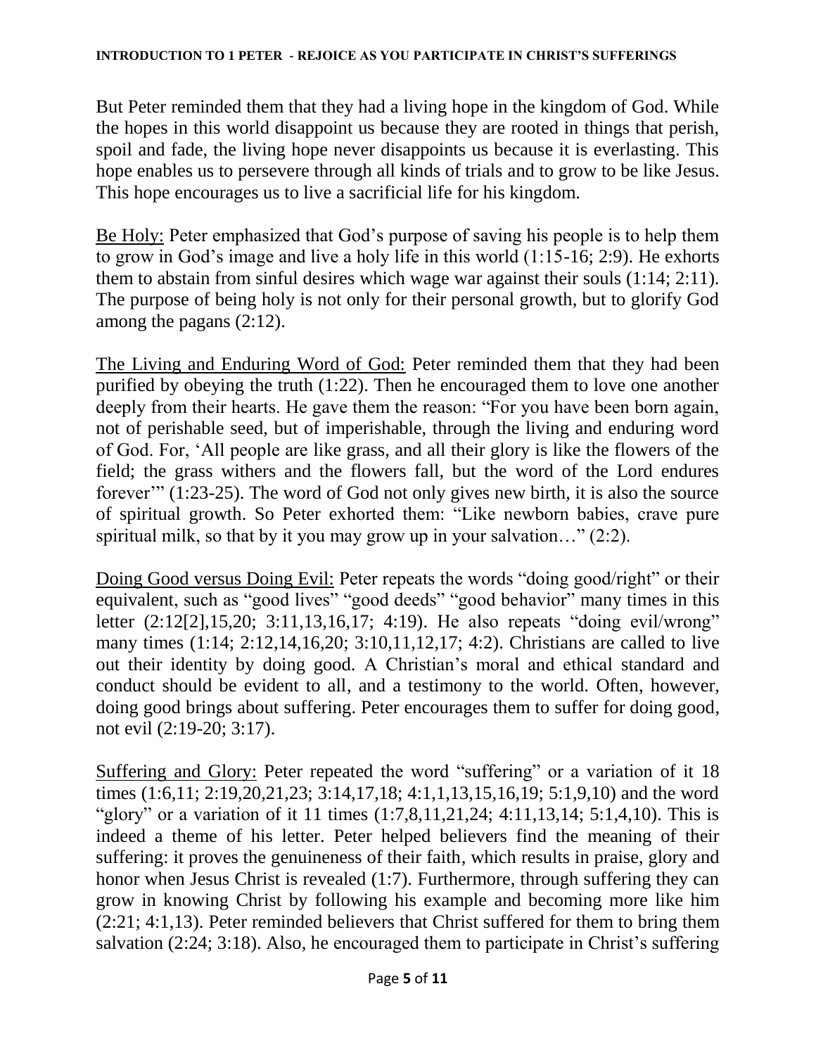But Peter reminded them that they had a living hope in the kingdom of God. While the hopes in this world disappoint us because they are rooted in things that perish, spoil and fade, the living hope never disappoints us because it is everlasting. This hope enables us to persevere through all kinds of trials and to grow to be like Jesus. This hope encourages us to live a sacrificial life for his kingdom.

<u>Be Holy:</u> Peter emphasized that God's purpose of saving his people is to help them to grow in God's image and live a holy life in this world (1:15-16; 2:9). He exhorts them to abstain from sinful desires which wage war against their souls (1:14; 2:11). The purpose of being holy is not only for their personal growth, but to glorify God among the pagans (2:12).

<u>The Living and Enduring Word of God:</u> Peter reminded them that they had been purified by obeying the truth (1:22). Then he encouraged them to love one another deeply from their hearts. He gave them the reason: "For you have been born again, not of perishable seed, but of imperishable, through the living and enduring word of God. For, 'All people are like grass, and all their glory is like the flowers of the field; the grass withers and the flowers fall, but the word of the Lord endures forever'" (1:23-25). The word of God not only gives new birth, it is also the source of spiritual growth. So Peter exhorted them: "Like newborn babies, crave pure spiritual milk, so that by it you may grow up in your salvation…" (2:2).

<u>Doing Good versus Doing Evil:</u> Peter repeats the words "doing good/right" or their equivalent, such as "good lives" "good deeds" "good behavior" many times in this letter (2:12[2],15,20; 3:11,13,16,17; 4:19). He also repeats "doing evil/wrong" many times (1:14; 2:12,14,16,20; 3:10,11,12,17; 4:2). Christians are called to live out their identity by doing good. A Christian's moral and ethical standard and conduct should be evident to all, and a testimony to the world. Often, however, doing good brings about suffering. Peter encourages them to suffer for doing good, not evil (2:19-20; 3:17).

<u>Suffering and Glory:</u> Peter repeated the word "suffering" or a variation of it 18 times (1:6,11; 2:19,20,21,23; 3:14,17,18; 4:1,1,13,15,16,19; 5:1,9,10) and the word "glory" or a variation of it 11 times (1:7,8,11,21,24; 4:11,13,14; 5:1,4,10). This is indeed a theme of his letter. Peter helped believers find the meaning of their suffering: it proves the genuineness of their faith, which results in praise, glory and honor when Jesus Christ is revealed (1:7). Furthermore, through suffering they can grow in knowing Christ by following his example and becoming more like him (2:21; 4:1,13). Peter reminded believers that Christ suffered for them to bring them salvation (2:24; 3:18). Also, he encouraged them to participate in Christ's suffering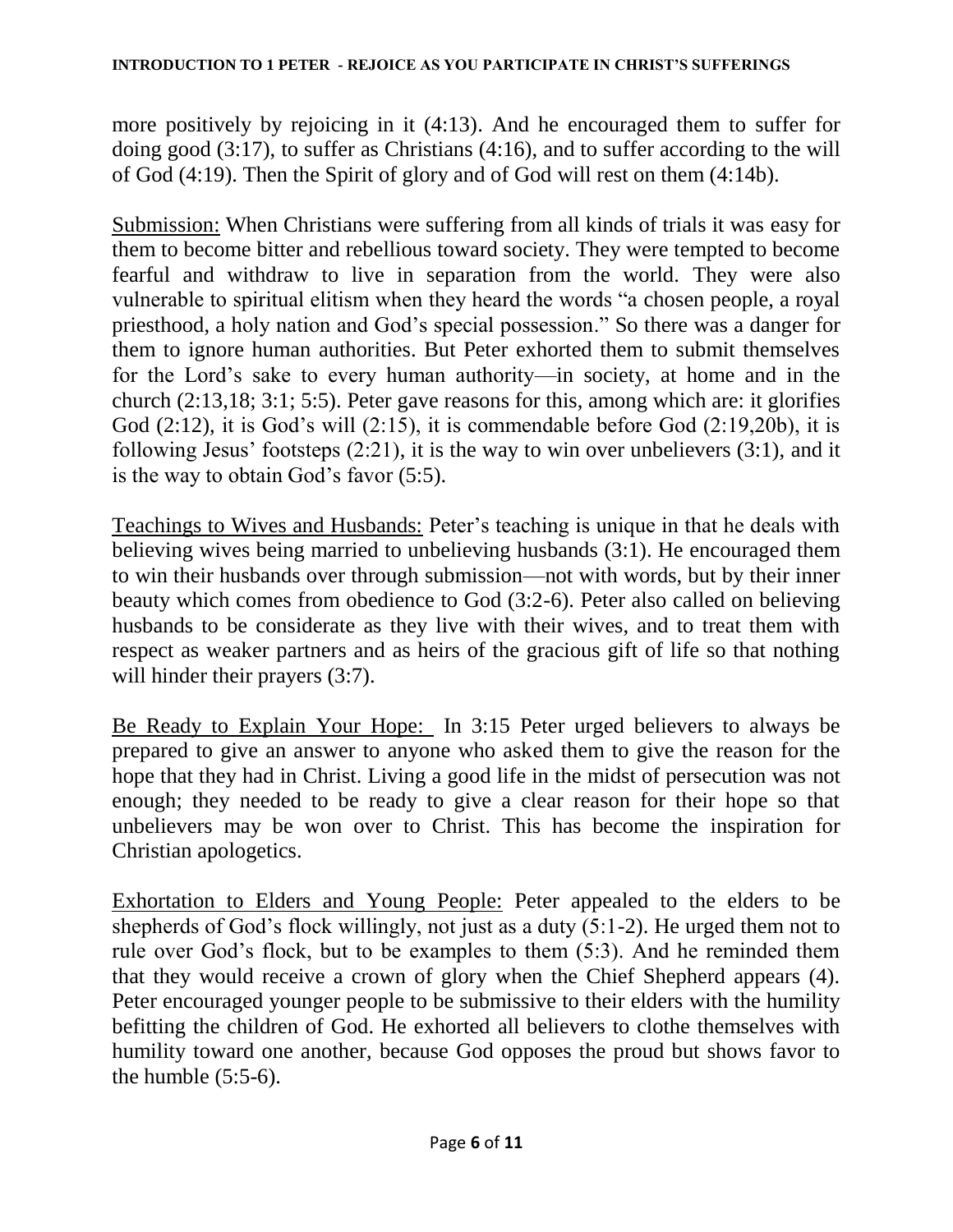more positively by rejoicing in it (4:13). And he encouraged them to suffer for doing good (3:17), to suffer as Christians (4:16), and to suffer according to the will of God (4:19). Then the Spirit of glory and of God will rest on them (4:14b).

<u>Submission:</u> When Christians were suffering from all kinds of trials it was easy for them to become bitter and rebellious toward society. They were tempted to become fearful and withdraw to live in separation from the world. They were also vulnerable to spiritual elitism when they heard the words "a chosen people, a royal priesthood, a holy nation and God's special possession." So there was a danger for them to ignore human authorities. But Peter exhorted them to submit themselves for the Lord's sake to every human authority—in society, at home and in the church (2:13,18; 3:1; 5:5). Peter gave reasons for this, among which are: it glorifies God (2:12), it is God's will (2:15), it is commendable before God (2:19,20b), it is following Jesus' footsteps (2:21), it is the way to win over unbelievers (3:1), and it is the way to obtain God's favor (5:5).

<u>Teachings to Wives and Husbands:</u> Peter's teaching is unique in that he deals with believing wives being married to unbelieving husbands (3:1). He encouraged them to win their husbands over through submission—not with words, but by their inner beauty which comes from obedience to God (3:2-6). Peter also called on believing husbands to be considerate as they live with their wives, and to treat them with respect as weaker partners and as heirs of the gracious gift of life so that nothing will hinder their prayers (3:7).

<u>Be Ready to Explain Your Hope:</u> In 3:15 Peter urged believers to always be prepared to give an answer to anyone who asked them to give the reason for the hope that they had in Christ. Living a good life in the midst of persecution was not enough; they needed to be ready to give a clear reason for their hope so that unbelievers may be won over to Christ. This has become the inspiration for Christian apologetics.

<u>Exhortation to Elders and Young People:</u> Peter appealed to the elders to be shepherds of God's flock willingly, not just as a duty (5:1-2). He urged them not to rule over God's flock, but to be examples to them (5:3). And he reminded them that they would receive a crown of glory when the Chief Shepherd appears (4). Peter encouraged younger people to be submissive to their elders with the humility befitting the children of God. He exhorted all believers to clothe themselves with humility toward one another, because God opposes the proud but shows favor to the humble (5:5-6).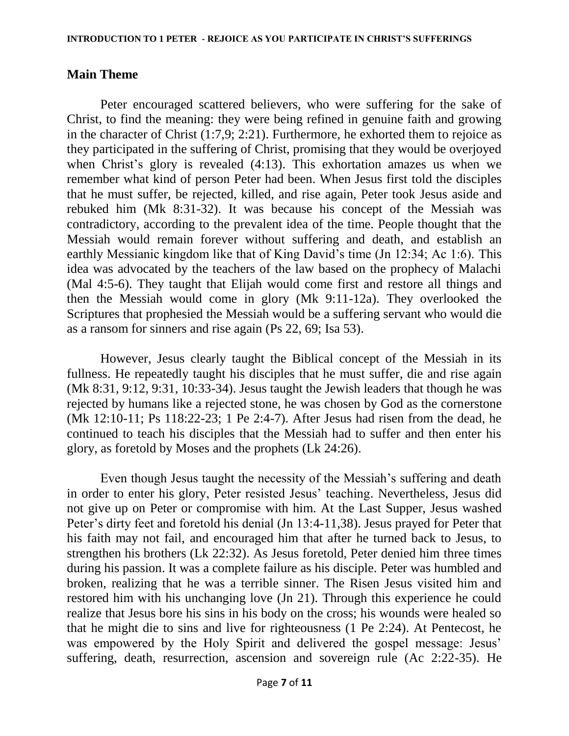## Main Theme

Peter encouraged scattered believers, who were suffering for the sake of Christ, to find the meaning: they were being refined in genuine faith and growing in the character of Christ (1:7,9; 2:21). Furthermore, he exhorted them to rejoice as they participated in the suffering of Christ, promising that they would be overjoyed when Christ's glory is revealed (4:13). This exhortation amazes us when we remember what kind of person Peter had been. When Jesus first told the disciples that he must suffer, be rejected, killed, and rise again, Peter took Jesus aside and rebuked him (Mk 8:31-32). It was because his concept of the Messiah was contradictory, according to the prevalent idea of the time. People thought that the Messiah would remain forever without suffering and death, and establish an earthly Messianic kingdom like that of King David's time (Jn 12:34; Ac 1:6). This idea was advocated by the teachers of the law based on the prophecy of Malachi (Mal 4:5-6). They taught that Elijah would come first and restore all things and then the Messiah would come in glory (Mk 9:11-12a). They overlooked the Scriptures that prophesied the Messiah would be a suffering servant who would die as a ransom for sinners and rise again (Ps 22, 69; Isa 53).

However, Jesus clearly taught the Biblical concept of the Messiah in its fullness. He repeatedly taught his disciples that he must suffer, die and rise again (Mk 8:31, 9:12, 9:31, 10:33-34). Jesus taught the Jewish leaders that though he was rejected by humans like a rejected stone, he was chosen by God as the cornerstone (Mk 12:10-11; Ps 118:22-23; 1 Pe 2:4-7). After Jesus had risen from the dead, he continued to teach his disciples that the Messiah had to suffer and then enter his glory, as foretold by Moses and the prophets (Lk 24:26).

Even though Jesus taught the necessity of the Messiah's suffering and death in order to enter his glory, Peter resisted Jesus' teaching. Nevertheless, Jesus did not give up on Peter or compromise with him. At the Last Supper, Jesus washed Peter's dirty feet and foretold his denial (Jn 13:4-11,38). Jesus prayed for Peter that his faith may not fail, and encouraged him that after he turned back to Jesus, to strengthen his brothers (Lk 22:32). As Jesus foretold, Peter denied him three times during his passion. It was a complete failure as his disciple. Peter was humbled and broken, realizing that he was a terrible sinner. The Risen Jesus visited him and restored him with his unchanging love (Jn 21). Through this experience he could realize that Jesus bore his sins in his body on the cross; his wounds were healed so that he might die to sins and live for righteousness (1 Pe 2:24). At Pentecost, he was empowered by the Holy Spirit and delivered the gospel message: Jesus' suffering, death, resurrection, ascension and sovereign rule (Ac 2:22-35). He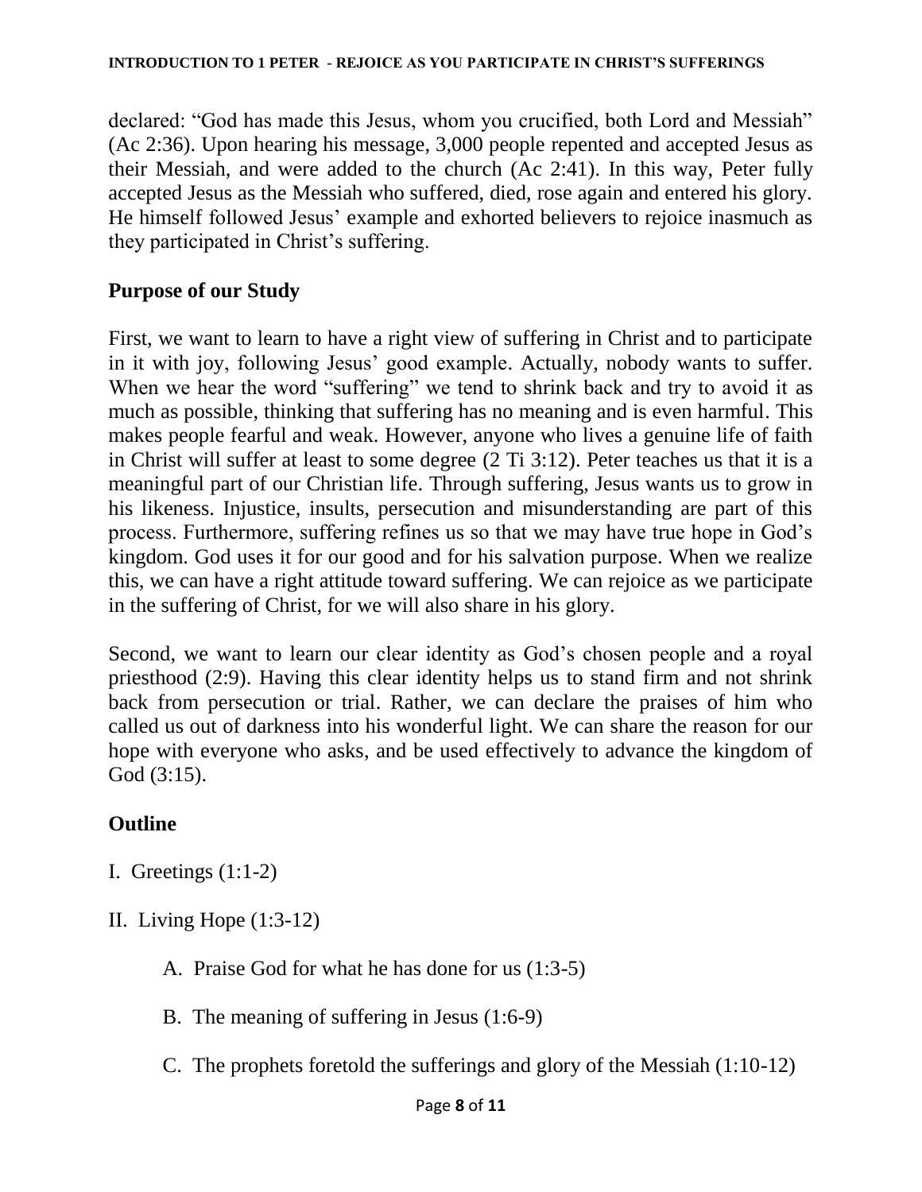declared: "God has made this Jesus, whom you crucified, both Lord and Messiah" (Ac 2:36). Upon hearing his message, 3,000 people repented and accepted Jesus as their Messiah, and were added to the church (Ac 2:41). In this way, Peter fully accepted Jesus as the Messiah who suffered, died, rose again and entered his glory. He himself followed Jesus' example and exhorted believers to rejoice inasmuch as they participated in Christ's suffering.

## Purpose of our Study

First, we want to learn to have a right view of suffering in Christ and to participate in it with joy, following Jesus' good example. Actually, nobody wants to suffer. When we hear the word "suffering" we tend to shrink back and try to avoid it as much as possible, thinking that suffering has no meaning and is even harmful. This makes people fearful and weak. However, anyone who lives a genuine life of faith in Christ will suffer at least to some degree (2 Ti 3:12). Peter teaches us that it is a meaningful part of our Christian life. Through suffering, Jesus wants us to grow in his likeness. Injustice, insults, persecution and misunderstanding are part of this process. Furthermore, suffering refines us so that we may have true hope in God's kingdom. God uses it for our good and for his salvation purpose. When we realize this, we can have a right attitude toward suffering. We can rejoice as we participate in the suffering of Christ, for we will also share in his glory.

Second, we want to learn our clear identity as God's chosen people and a royal priesthood (2:9). Having this clear identity helps us to stand firm and not shrink back from persecution or trial. Rather, we can declare the praises of him who called us out of darkness into his wonderful light. We can share the reason for our hope with everyone who asks, and be used effectively to advance the kingdom of God (3:15).

## Outline

I. Greetings (1:1-2)

II. Living Hope (1:3-12)

  A. Praise God for what he has done for us (1:3-5)

  B. The meaning of suffering in Jesus (1:6-9)

  C. The prophets foretold the sufferings and glory of the Messiah (1:10-12)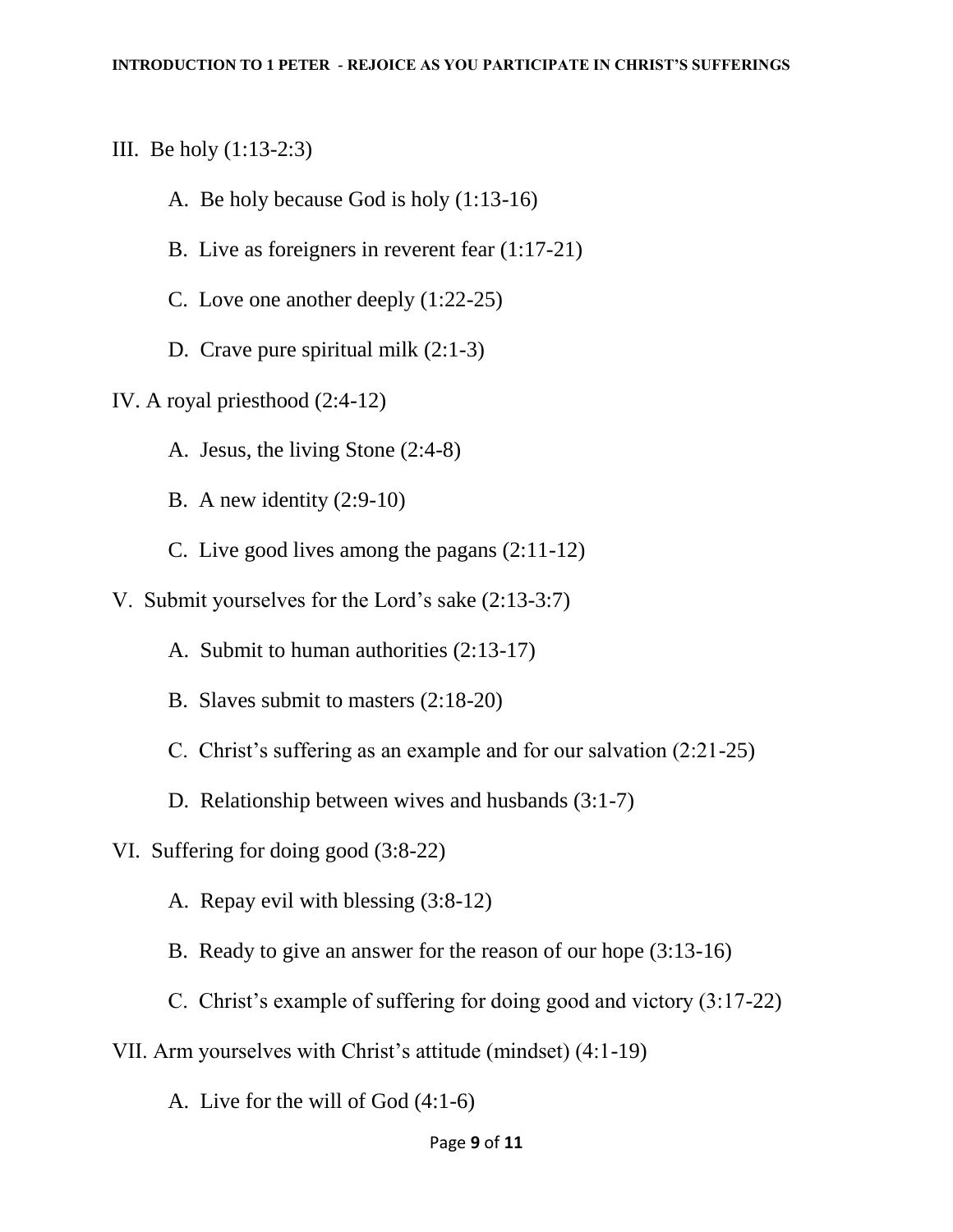III. Be holy (1:13-2:3)

- A. Be holy because God is holy (1:13-16)
- B. Live as foreigners in reverent fear (1:17-21)
- C. Love one another deeply (1:22-25)
- D. Crave pure spiritual milk (2:1-3)

IV. A royal priesthood (2:4-12)

- A. Jesus, the living Stone (2:4-8)
- B. A new identity (2:9-10)
- C. Live good lives among the pagans (2:11-12)

V. Submit yourselves for the Lord's sake (2:13-3:7)

- A. Submit to human authorities (2:13-17)
- B. Slaves submit to masters (2:18-20)
- C. Christ's suffering as an example and for our salvation (2:21-25)
- D. Relationship between wives and husbands (3:1-7)

VI. Suffering for doing good (3:8-22)

- A. Repay evil with blessing (3:8-12)
- B. Ready to give an answer for the reason of our hope (3:13-16)
- C. Christ's example of suffering for doing good and victory (3:17-22)

VII. Arm yourselves with Christ's attitude (mindset) (4:1-19)

- A. Live for the will of God (4:1-6)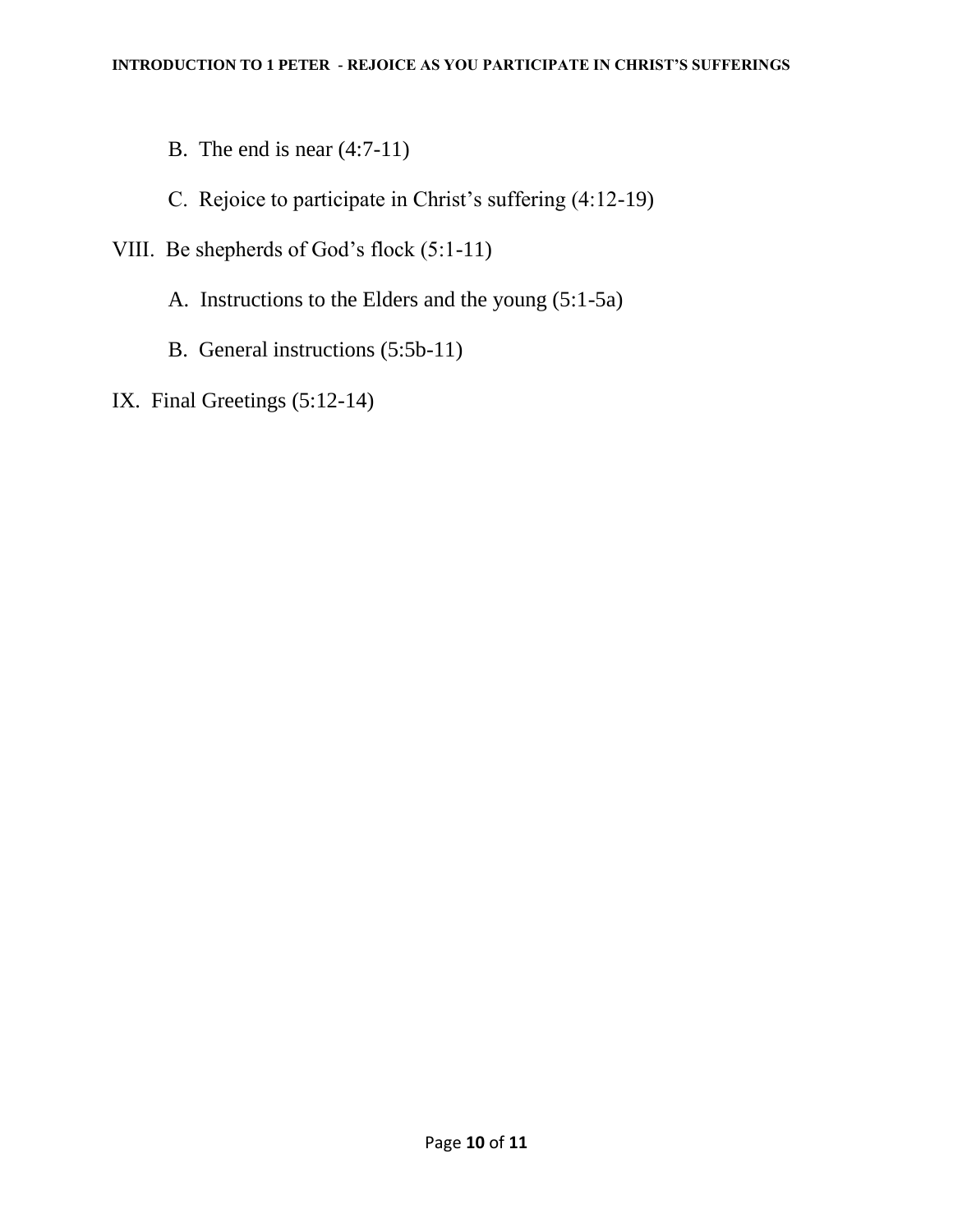B. The end is near (4:7-11)

C. Rejoice to participate in Christ's suffering (4:12-19)

VIII. Be shepherds of God's flock (5:1-11)

A. Instructions to the Elders and the young (5:1-5a)

B. General instructions (5:5b-11)

IX. Final Greetings (5:12-14)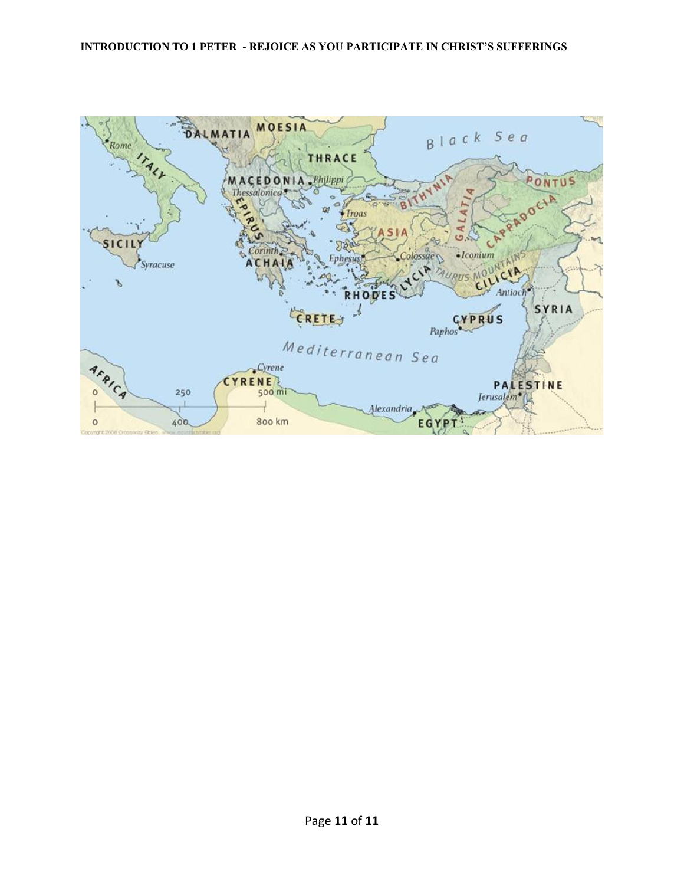DALMATIA
MOESIA
Black Sea
Rome
ITALY
THRACE
MACEDONIA
Philippi
Thessalonica
BITHYNIA
GALATIA
PONTUS
EPIRUS
Troas
ASIA
CAPPADOCIA
SICILY
Corinth
ACHAIA
Ephesus
Colossae
Iconium
Syracuse
LYCIA
TAURUS MOUNTAINS
CILICIA
RHODES
Antioch
SYRIA
CRETE
CYPRUS
Paphos
Mediterranean Sea
Cyrene
AFRICA
CYRENE
PALESTINE
0
250
500 mi
Jerusalem
Alexandria
0
400
800 km
EGYPT
Copyright 2008 Crossway Bibles